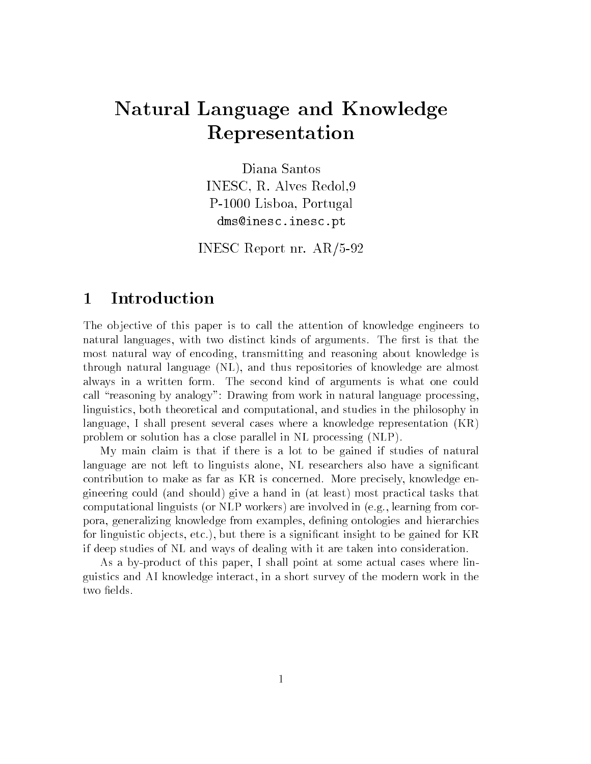# Natural Language and Knowledge Representation

Diana Santos
INESC, R. Alves Redol,9
P-1000 Lisboa, Portugal
dms@inesc.inesc.pt

INESC Report nr. AR/5-92

## 1 Introduction

The objective of this paper is to call the attention of knowledge engineers to natural languages, with two distinct kinds of arguments. The first is that the most natural way of encoding, transmitting and reasoning about knowledge is through natural language (NL), and thus repositories of knowledge are almost always in a written form. The second kind of arguments is what one could call "reasoning by analogy": Drawing from work in natural language processing, linguistics, both theoretical and computational, and studies in the philosophy in language, I shall present several cases where a knowledge representation (KR) problem or solution has a close parallel in NL processing (NLP).

My main claim is that if there is a lot to be gained if studies of natural language are not left to linguists alone, NL researchers also have a significant contribution to make as far as KR is concerned. More precisely, knowledge engineering could (and should) give a hand in (at least) most practical tasks that computational linguists (or NLP workers) are involved in (e.g., learning from corpora, generalizing knowledge from examples, defining ontologies and hierarchies for linguistic objects, etc.), but there is a significant insight to be gained for KR if deep studies of NL and ways of dealing with it are taken into consideration.

As a by-product of this paper, I shall point at some actual cases where linguistics and AI knowledge interact, in a short survey of the modern work in the two fields.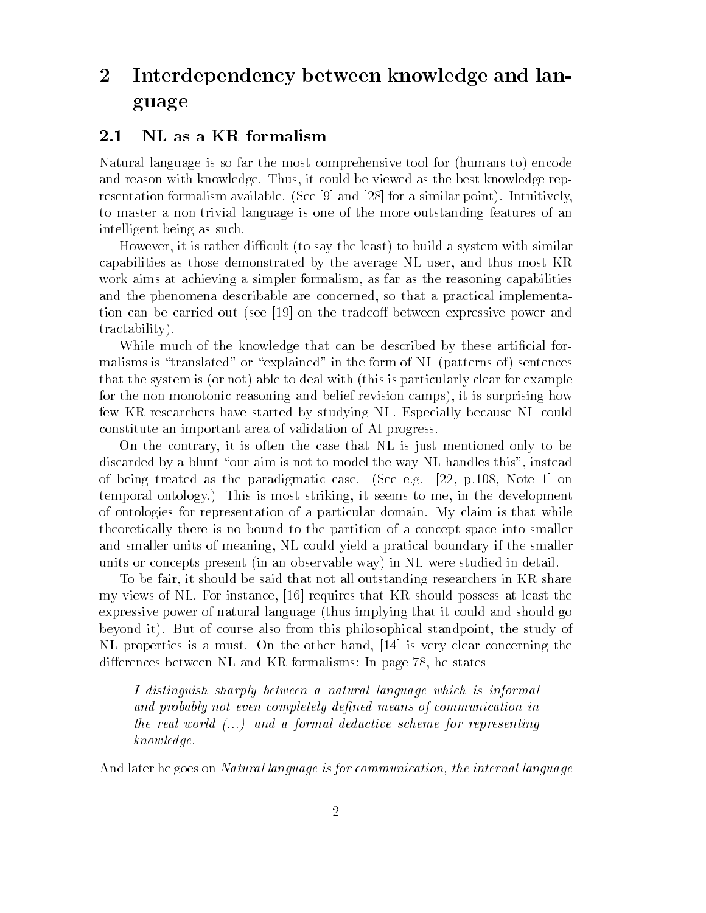# 2 Interdependency between knowledge and language

## 2.1 NL as a KR formalism

Natural language is so far the most comprehensive tool for (humans to) encode and reason with knowledge. Thus, it could be viewed as the best knowledge representation formalism available. (See [9] and [28] for a similar point). Intuitively, to master a non-trivial language is one of the more outstanding features of an intelligent being as such.

However, it is rather difficult (to say the least) to build a system with similar capabilities as those demonstrated by the average NL user, and thus most KR work aims at achieving a simpler formalism, as far as the reasoning capabilities and the phenomena describable are concerned, so that a practical implementation can be carried out (see [19] on the tradeoff between expressive power and tractability).

While much of the knowledge that can be described by these artificial formalisms is "translated" or "explained" in the form of NL (patterns of) sentences that the system is (or not) able to deal with (this is particularly clear for example for the non-monotonic reasoning and belief revision camps), it is surprising how few KR researchers have started by studying NL. Especially because NL could constitute an important area of validation of AI progress.

On the contrary, it is often the case that NL is just mentioned only to be discarded by a blunt "our aim is not to model the way NL handles this", instead of being treated as the paradigmatic case. (See e.g. [22, p.108, Note 1] on temporal ontology.) This is most striking, it seems to me, in the development of ontologies for representation of a particular domain. My claim is that while theoretically there is no bound to the partition of a concept space into smaller and smaller units of meaning, NL could yield a pratical boundary if the smaller units or concepts present (in an observable way) in NL were studied in detail.

To be fair, it should be said that not all outstanding researchers in KR share my views of NL. For instance, [16] requires that KR should possess at least the expressive power of natural language (thus implying that it could and should go beyond it). But of course also from this philosophical standpoint, the study of NL properties is a must. On the other hand, [14] is very clear concerning the differences between NL and KR formalisms: In page 78, he states

> *I distinguish sharply between a natural language which is informal and probably not even completely defined means of communication in the real world (...) and a formal deductive scheme for representing knowledge.*

And later he goes on *Natural language is for communication, the internal language*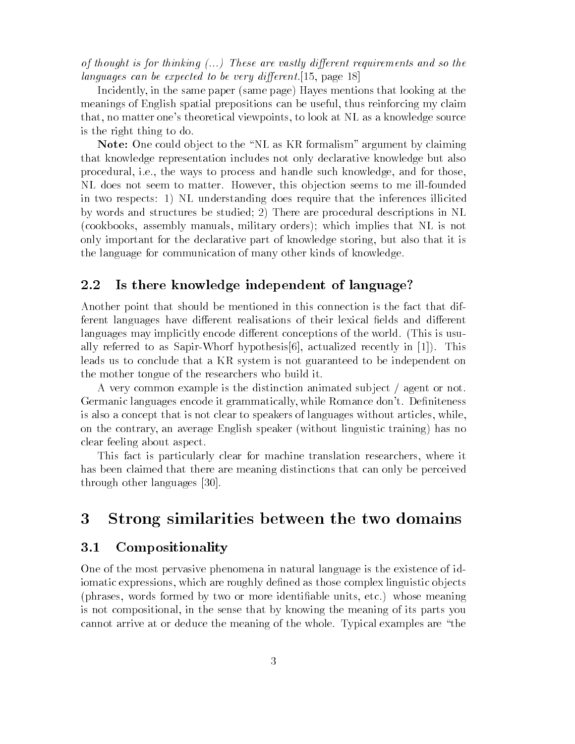*of thought is for thinking (...) These are vastly different requirements and so the languages can be expected to be very different.*[15, page 18]

Incidently, in the same paper (same page) Hayes mentions that looking at the meanings of English spatial prepositions can be useful, thus reinforcing my claim that, no matter one's theoretical viewpoints, to look at NL as a knowledge source is the right thing to do.

**Note:** One could object to the "NL as KR formalism" argument by claiming that knowledge representation includes not only declarative knowledge but also procedural, i.e., the ways to process and handle such knowledge, and for those, NL does not seem to matter. However, this objection seems to me ill-founded in two respects: 1) NL understanding does require that the inferences illicited by words and structures be studied; 2) There are procedural descriptions in NL (cookbooks, assembly manuals, military orders); which implies that NL is not only important for the declarative part of knowledge storing, but also that it is the language for communication of many other kinds of knowledge.

### 2.2 Is there knowledge independent of language?

Another point that should be mentioned in this connection is the fact that different languages have different realisations of their lexical fields and different languages may implicitly encode different conceptions of the world. (This is usually referred to as Sapir-Whorf hypothesis[6], actualized recently in [1]). This leads us to conclude that a KR system is not guaranteed to be independent on the mother tongue of the researchers who build it.

A very common example is the distinction animated subject / agent or not. Germanic languages encode it grammatically, while Romance don't. Definiteness is also a concept that is not clear to speakers of languages without articles, while, on the contrary, an average English speaker (without linguistic training) has no clear feeling about aspect.

This fact is particularly clear for machine translation researchers, where it has been claimed that there are meaning distinctions that can only be perceived through other languages [30].

## 3 Strong similarities between the two domains

### 3.1 Compositionality

One of the most pervasive phenomena in natural language is the existence of idiomatic expressions, which are roughly defined as those complex linguistic objects (phrases, words formed by two or more identifiable units, etc.) whose meaning is not compositional, in the sense that by knowing the meaning of its parts you cannot arrive at or deduce the meaning of the whole. Typical examples are "the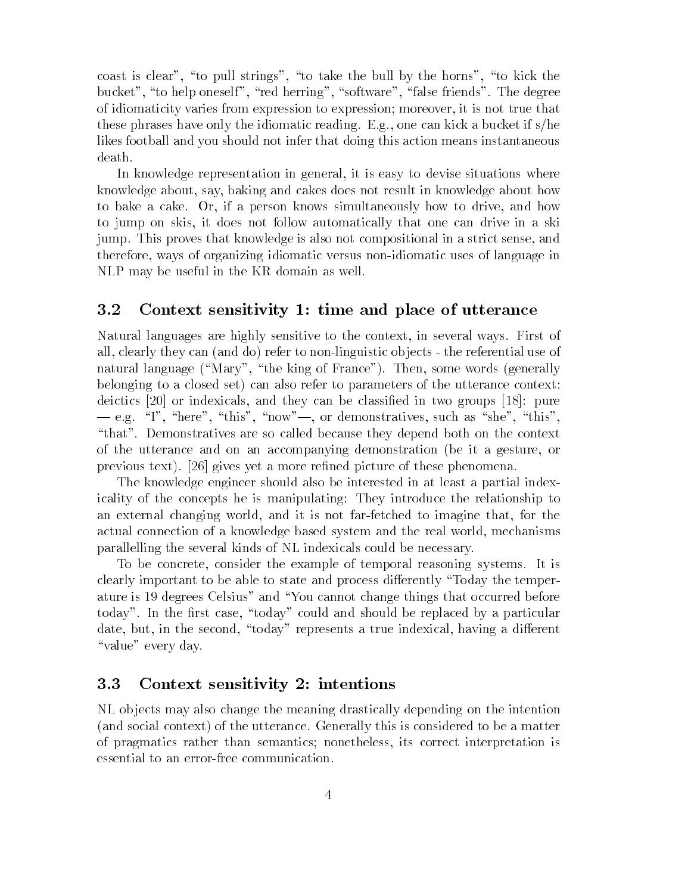coast is clear", "to pull strings", "to take the bull by the horns", "to kick the bucket", "to help oneself", "red herring", "software", "false friends". The degree of idiomaticity varies from expression to expression; moreover, it is not true that these phrases have only the idiomatic reading. E.g., one can kick a bucket if s/he likes football and you should not infer that doing this action means instantaneous death.

In knowledge representation in general, it is easy to devise situations where knowledge about, say, baking and cakes does not result in knowledge about how to bake a cake. Or, if a person knows simultaneously how to drive, and how to jump on skis, it does not follow automatically that one can drive in a ski jump. This proves that knowledge is also not compositional in a strict sense, and therefore, ways of organizing idiomatic versus non-idiomatic uses of language in NLP may be useful in the KR domain as well.

### 3.2 Context sensitivity 1: time and place of utterance

Natural languages are highly sensitive to the context, in several ways. First of all, clearly they can (and do) refer to non-linguistic objects - the referential use of natural language ("Mary", "the king of France"). Then, some words (generally belonging to a closed set) can also refer to parameters of the utterance context: deictics [20] or indexicals, and they can be classified in two groups [18]: pure — e.g. "I", "here", "this", "now"—, or demonstratives, such as "she", "this", "that". Demonstratives are so called because they depend both on the context of the utterance and on an accompanying demonstration (be it a gesture, or previous text). [26] gives yet a more refined picture of these phenomena.

The knowledge engineer should also be interested in at least a partial indexicality of the concepts he is manipulating: They introduce the relationship to an external changing world, and it is not far-fetched to imagine that, for the actual connection of a knowledge based system and the real world, mechanisms parallelling the several kinds of NL indexicals could be necessary.

To be concrete, consider the example of temporal reasoning systems. It is clearly important to be able to state and process differently "Today the temperature is 19 degrees Celsius" and "You cannot change things that occurred before today". In the first case, "today" could and should be replaced by a particular date, but, in the second, "today" represents a true indexical, having a different "value" every day.

### 3.3 Context sensitivity 2: intentions

NL objects may also change the meaning drastically depending on the intention (and social context) of the utterance. Generally this is considered to be a matter of pragmatics rather than semantics; nonetheless, its correct interpretation is essential to an error-free communication.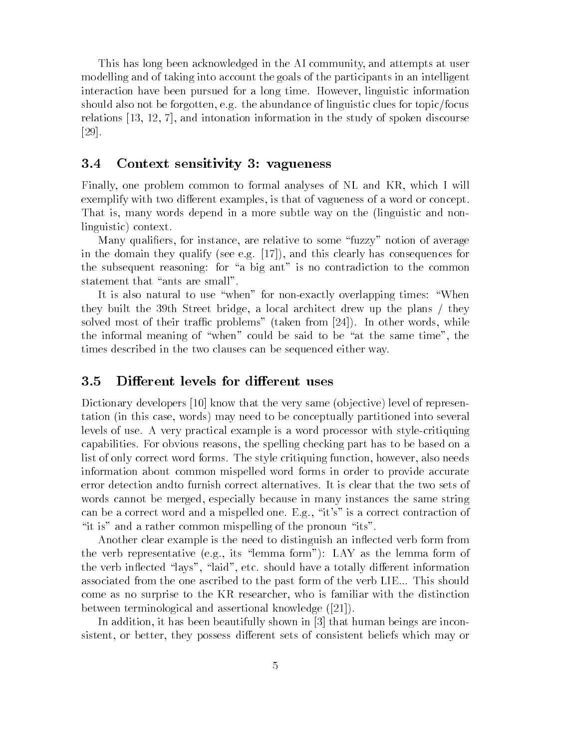This has long been acknowledged in the AI community, and attempts at user modelling and of taking into account the goals of the participants in an intelligent interaction have been pursued for a long time. However, linguistic information should also not be forgotten, e.g. the abundance of linguistic clues for topic/focus relations [13, 12, 7], and intonation information in the study of spoken discourse [29].

### 3.4 Context sensitivity 3: vagueness

Finally, one problem common to formal analyses of NL and KR, which I will exemplify with two different examples, is that of vagueness of a word or concept. That is, many words depend in a more subtle way on the (linguistic and non-linguistic) context.

Many qualifiers, for instance, are relative to some "fuzzy" notion of average in the domain they qualify (see e.g. [17]), and this clearly has consequences for the subsequent reasoning: for "a big ant" is no contradiction to the common statement that "ants are small".

It is also natural to use "when" for non-exactly overlapping times: "When they built the 39th Street bridge, a local architect drew up the plans / they solved most of their traffic problems" (taken from [24]). In other words, while the informal meaning of "when" could be said to be "at the same time", the times described in the two clauses can be sequenced either way.

### 3.5 Different levels for different uses

Dictionary developers [10] know that the very same (objective) level of representation (in this case, words) may need to be conceptually partitioned into several levels of use. A very practical example is a word processor with style-critiquing capabilities. For obvious reasons, the spelling checking part has to be based on a list of only correct word forms. The style critiquing function, however, also needs information about common mispelled word forms in order to provide accurate error detection andto furnish correct alternatives. It is clear that the two sets of words cannot be merged, especially because in many instances the same string can be a correct word and a mispelled one. E.g., "it's" is a correct contraction of "it is" and a rather common mispelling of the pronoun "its".

Another clear example is the need to distinguish an inflected verb form from the verb representative (e.g., its "lemma form"): LAY as the lemma form of the verb inflected "lays", "laid", etc. should have a totally different information associated from the one ascribed to the past form of the verb LIE... This should come as no surprise to the KR researcher, who is familiar with the distinction between terminological and assertional knowledge ([21]).

In addition, it has been beautifully shown in [3] that human beings are inconsistent, or better, they possess different sets of consistent beliefs which may or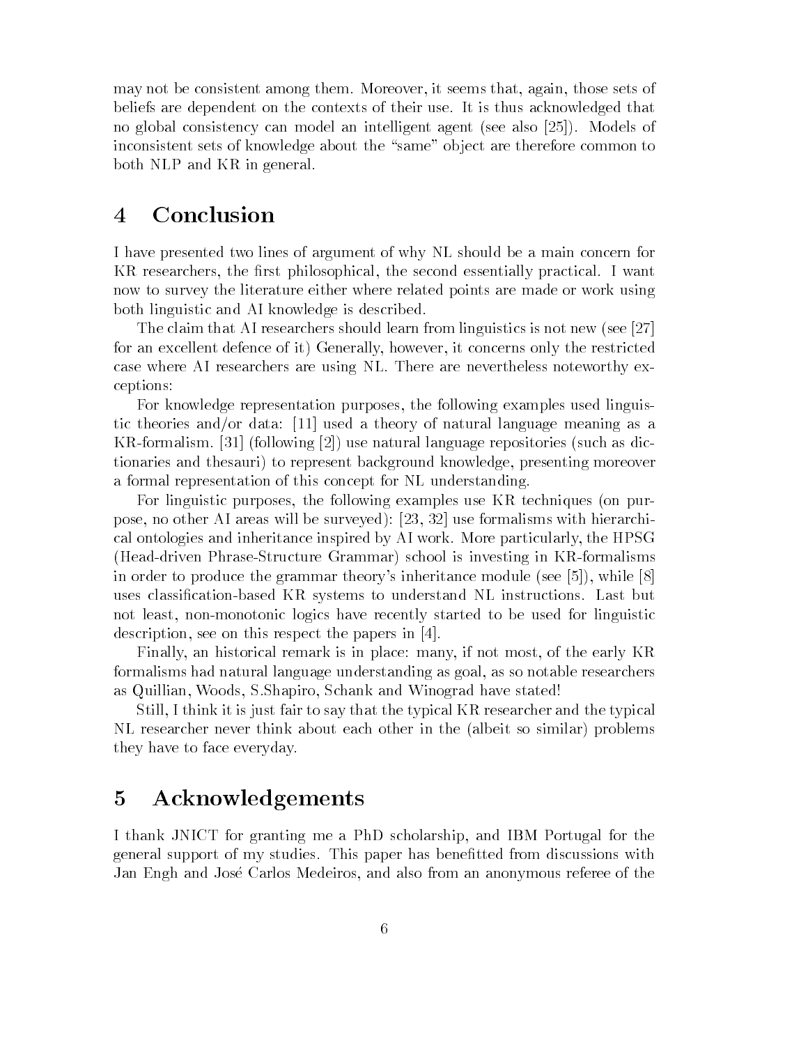may not be consistent among them. Moreover, it seems that, again, those sets of beliefs are dependent on the contexts of their use. It is thus acknowledged that no global consistency can model an intelligent agent (see also [25]). Models of inconsistent sets of knowledge about the "same" object are therefore common to both NLP and KR in general.

# 4 Conclusion

I have presented two lines of argument of why NL should be a main concern for KR researchers, the first philosophical, the second essentially practical. I want now to survey the literature either where related points are made or work using both linguistic and AI knowledge is described.

The claim that AI researchers should learn from linguistics is not new (see [27] for an excellent defence of it) Generally, however, it concerns only the restricted case where AI researchers are using NL. There are nevertheless noteworthy exceptions:

For knowledge representation purposes, the following examples used linguistic theories and/or data: [11] used a theory of natural language meaning as a KR-formalism. [31] (following [2]) use natural language repositories (such as dictionaries and thesauri) to represent background knowledge, presenting moreover a formal representation of this concept for NL understanding.

For linguistic purposes, the following examples use KR techniques (on purpose, no other AI areas will be surveyed): [23, 32] use formalisms with hierarchical ontologies and inheritance inspired by AI work. More particularly, the HPSG (Head-driven Phrase-Structure Grammar) school is investing in KR-formalisms in order to produce the grammar theory's inheritance module (see [5]), while [8] uses classification-based KR systems to understand NL instructions. Last but not least, non-monotonic logics have recently started to be used for linguistic description, see on this respect the papers in [4].

Finally, an historical remark is in place: many, if not most, of the early KR formalisms had natural language understanding as goal, as so notable researchers as Quillian, Woods, S.Shapiro, Schank and Winograd have stated!

Still, I think it is just fair to say that the typical KR researcher and the typical NL researcher never think about each other in the (albeit so similar) problems they have to face everyday.

# 5 Acknowledgements

I thank JNICT for granting me a PhD scholarship, and IBM Portugal for the general support of my studies. This paper has benefitted from discussions with Jan Engh and José Carlos Medeiros, and also from an anonymous referee of the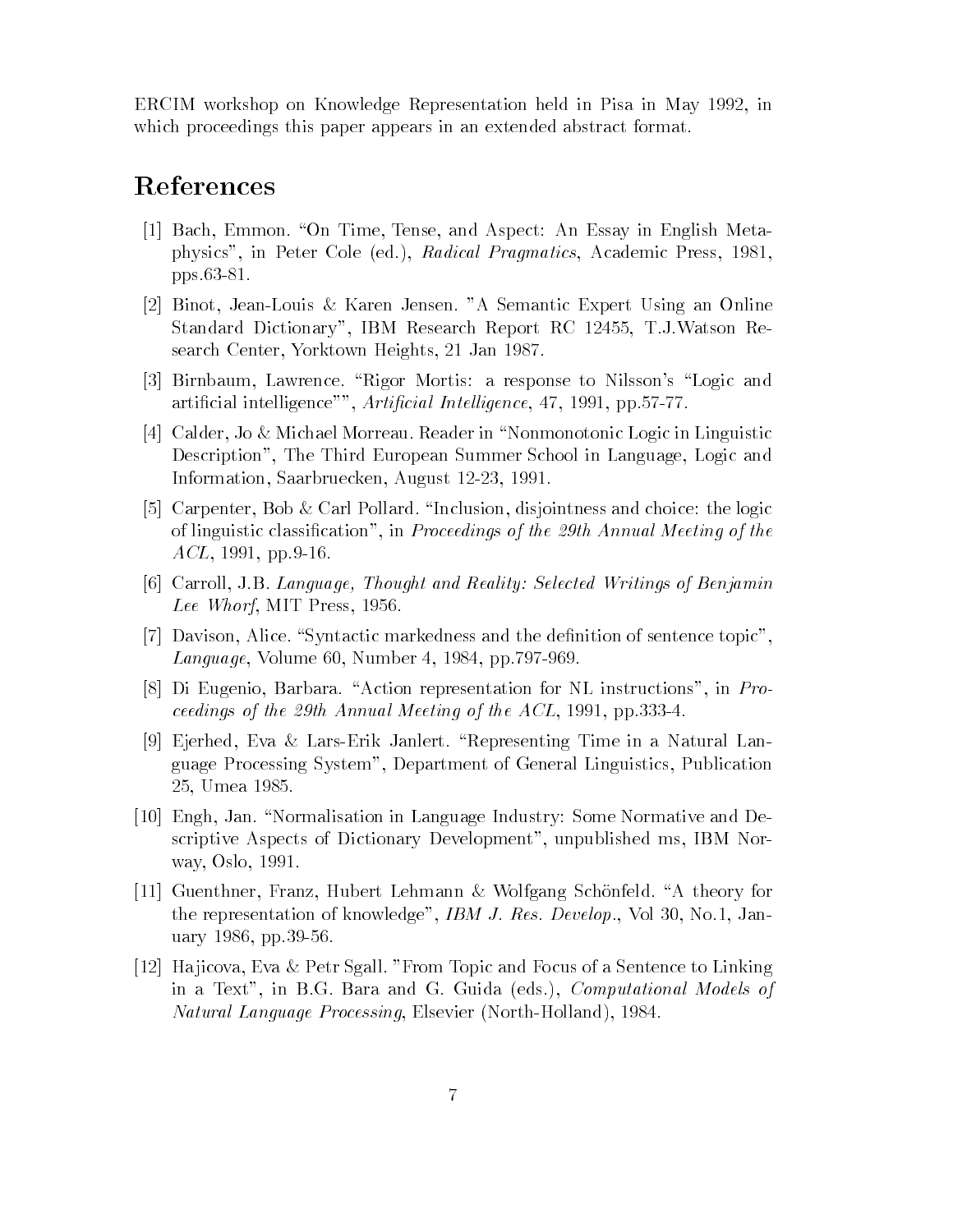ERCIM workshop on Knowledge Representation held in Pisa in May 1992, in which proceedings this paper appears in an extended abstract format.

# References

[1] Bach, Emmon. "On Time, Tense, and Aspect: An Essay in English Metaphysics", in Peter Cole (ed.), *Radical Pragmatics*, Academic Press, 1981, pps.63-81.

[2] Binot, Jean-Louis & Karen Jensen. "A Semantic Expert Using an Online Standard Dictionary", IBM Research Report RC 12455, T.J.Watson Research Center, Yorktown Heights, 21 Jan 1987.

[3] Birnbaum, Lawrence. "Rigor Mortis: a response to Nilsson's "Logic and artificial intelligence"", *Artificial Intelligence*, 47, 1991, pp.57-77.

[4] Calder, Jo & Michael Morreau. Reader in "Nonmonotonic Logic in Linguistic Description", The Third European Summer School in Language, Logic and Information, Saarbruecken, August 12-23, 1991.

[5] Carpenter, Bob & Carl Pollard. "Inclusion, disjointness and choice: the logic of linguistic classification", in *Proceedings of the 29th Annual Meeting of the ACL*, 1991, pp.9-16.

[6] Carroll, J.B. *Language, Thought and Reality: Selected Writings of Benjamin Lee Whorf*, MIT Press, 1956.

[7] Davison, Alice. "Syntactic markedness and the definition of sentence topic", *Language*, Volume 60, Number 4, 1984, pp.797-969.

[8] Di Eugenio, Barbara. "Action representation for NL instructions", in *Proceedings of the 29th Annual Meeting of the ACL*, 1991, pp.333-4.

[9] Ejerhed, Eva & Lars-Erik Janlert. "Representing Time in a Natural Language Processing System", Department of General Linguistics, Publication 25, Umea 1985.

[10] Engh, Jan. "Normalisation in Language Industry: Some Normative and Descriptive Aspects of Dictionary Development", unpublished ms, IBM Norway, Oslo, 1991.

[11] Guenthner, Franz, Hubert Lehmann & Wolfgang Schönfeld. "A theory for the representation of knowledge", *IBM J. Res. Develop.*, Vol 30, No.1, January 1986, pp.39-56.

[12] Hajicova, Eva & Petr Sgall. "From Topic and Focus of a Sentence to Linking in a Text", in B.G. Bara and G. Guida (eds.), *Computational Models of Natural Language Processing*, Elsevier (North-Holland), 1984.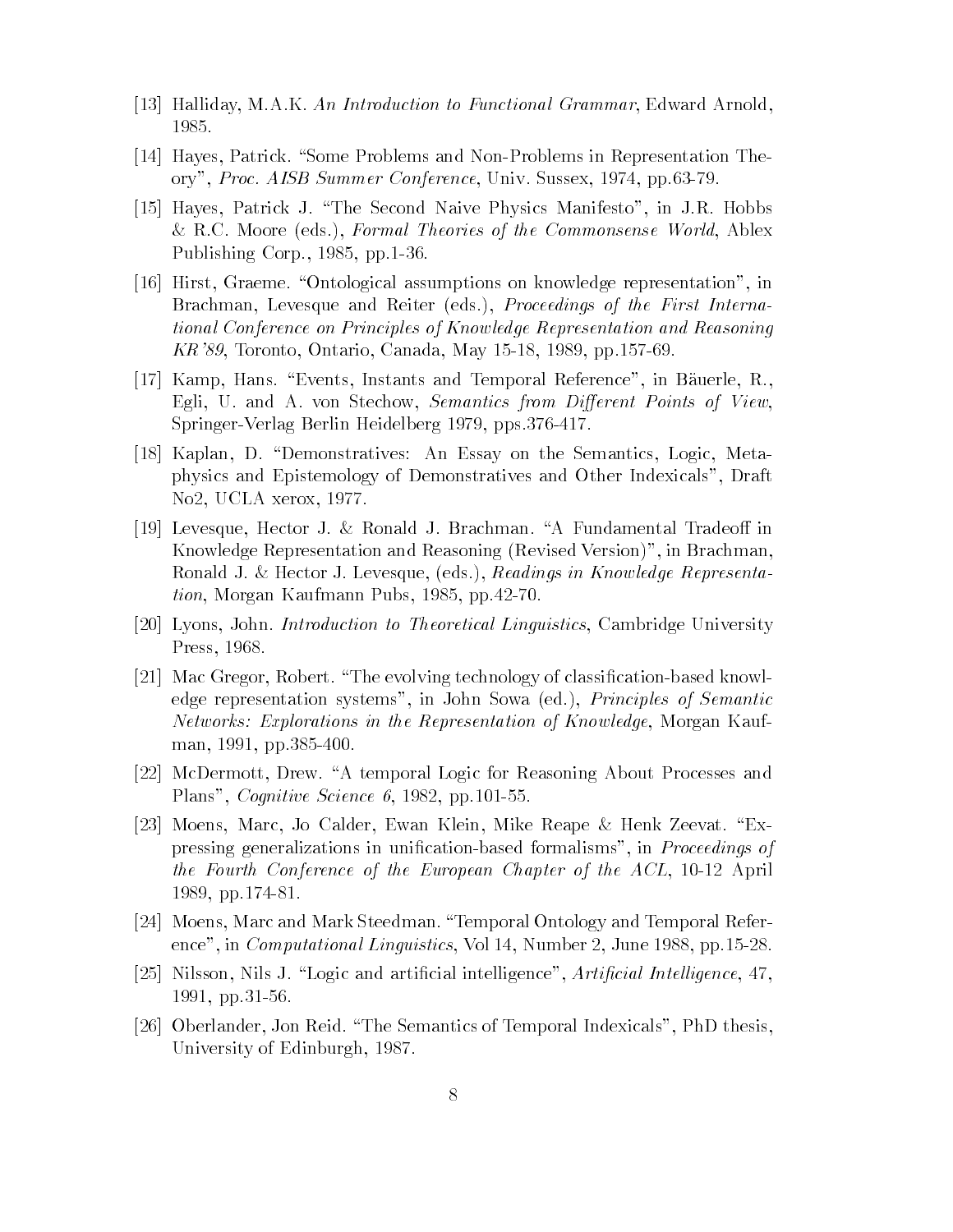[13] Halliday, M.A.K. *An Introduction to Functional Grammar*, Edward Arnold, 1985.

[14] Hayes, Patrick. "Some Problems and Non-Problems in Representation Theory", *Proc. AISB Summer Conference*, Univ. Sussex, 1974, pp.63-79.

[15] Hayes, Patrick J. "The Second Naive Physics Manifesto", in J.R. Hobbs & R.C. Moore (eds.), *Formal Theories of the Commonsense World*, Ablex Publishing Corp., 1985, pp.1-36.

[16] Hirst, Graeme. "Ontological assumptions on knowledge representation", in Brachman, Levesque and Reiter (eds.), *Proceedings of the First International Conference on Principles of Knowledge Representation and Reasoning KR'89*, Toronto, Ontario, Canada, May 15-18, 1989, pp.157-69.

[17] Kamp, Hans. "Events, Instants and Temporal Reference", in Bäuerle, R., Egli, U. and A. von Stechow, *Semantics from Different Points of View*, Springer-Verlag Berlin Heidelberg 1979, pps.376-417.

[18] Kaplan, D. "Demonstratives: An Essay on the Semantics, Logic, Metaphysics and Epistemology of Demonstratives and Other Indexicals", Draft No2, UCLA xerox, 1977.

[19] Levesque, Hector J. & Ronald J. Brachman. "A Fundamental Tradeoff in Knowledge Representation and Reasoning (Revised Version)", in Brachman, Ronald J. & Hector J. Levesque, (eds.), *Readings in Knowledge Representation*, Morgan Kaufmann Pubs, 1985, pp.42-70.

[20] Lyons, John. *Introduction to Theoretical Linguistics*, Cambridge University Press, 1968.

[21] Mac Gregor, Robert. "The evolving technology of classification-based knowledge representation systems", in John Sowa (ed.), *Principles of Semantic Networks: Explorations in the Representation of Knowledge*, Morgan Kaufman, 1991, pp.385-400.

[22] McDermott, Drew. "A temporal Logic for Reasoning About Processes and Plans", *Cognitive Science 6*, 1982, pp.101-55.

[23] Moens, Marc, Jo Calder, Ewan Klein, Mike Reape & Henk Zeevat. "Expressing generalizations in unification-based formalisms", in *Proceedings of the Fourth Conference of the European Chapter of the ACL*, 10-12 April 1989, pp.174-81.

[24] Moens, Marc and Mark Steedman. "Temporal Ontology and Temporal Reference", in *Computational Linguistics*, Vol 14, Number 2, June 1988, pp.15-28.

[25] Nilsson, Nils J. "Logic and artificial intelligence", *Artificial Intelligence*, 47, 1991, pp.31-56.

[26] Oberlander, Jon Reid. "The Semantics of Temporal Indexicals", PhD thesis, University of Edinburgh, 1987.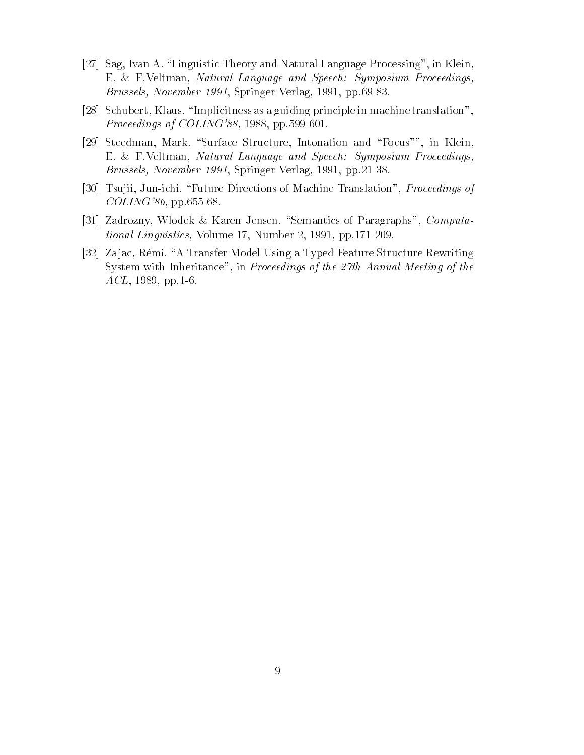[27] Sag, Ivan A. "Linguistic Theory and Natural Language Processing", in Klein, E. & F.Veltman, *Natural Language and Speech: Symposium Proceedings, Brussels, November 1991*, Springer-Verlag, 1991, pp.69-83.

[28] Schubert, Klaus. "Implicitness as a guiding principle in machine translation", *Proceedings of COLING'88*, 1988, pp.599-601.

[29] Steedman, Mark. "Surface Structure, Intonation and "Focus"", in Klein, E. & F.Veltman, *Natural Language and Speech: Symposium Proceedings, Brussels, November 1991*, Springer-Verlag, 1991, pp.21-38.

[30] Tsujii, Jun-ichi. "Future Directions of Machine Translation", *Proceedings of COLING'86*, pp.655-68.

[31] Zadrozny, Wlodek & Karen Jensen. "Semantics of Paragraphs", *Computational Linguistics*, Volume 17, Number 2, 1991, pp.171-209.

[32] Zajac, Rémi. "A Transfer Model Using a Typed Feature Structure Rewriting System with Inheritance", in *Proceedings of the 27th Annual Meeting of the ACL*, 1989, pp.1-6.